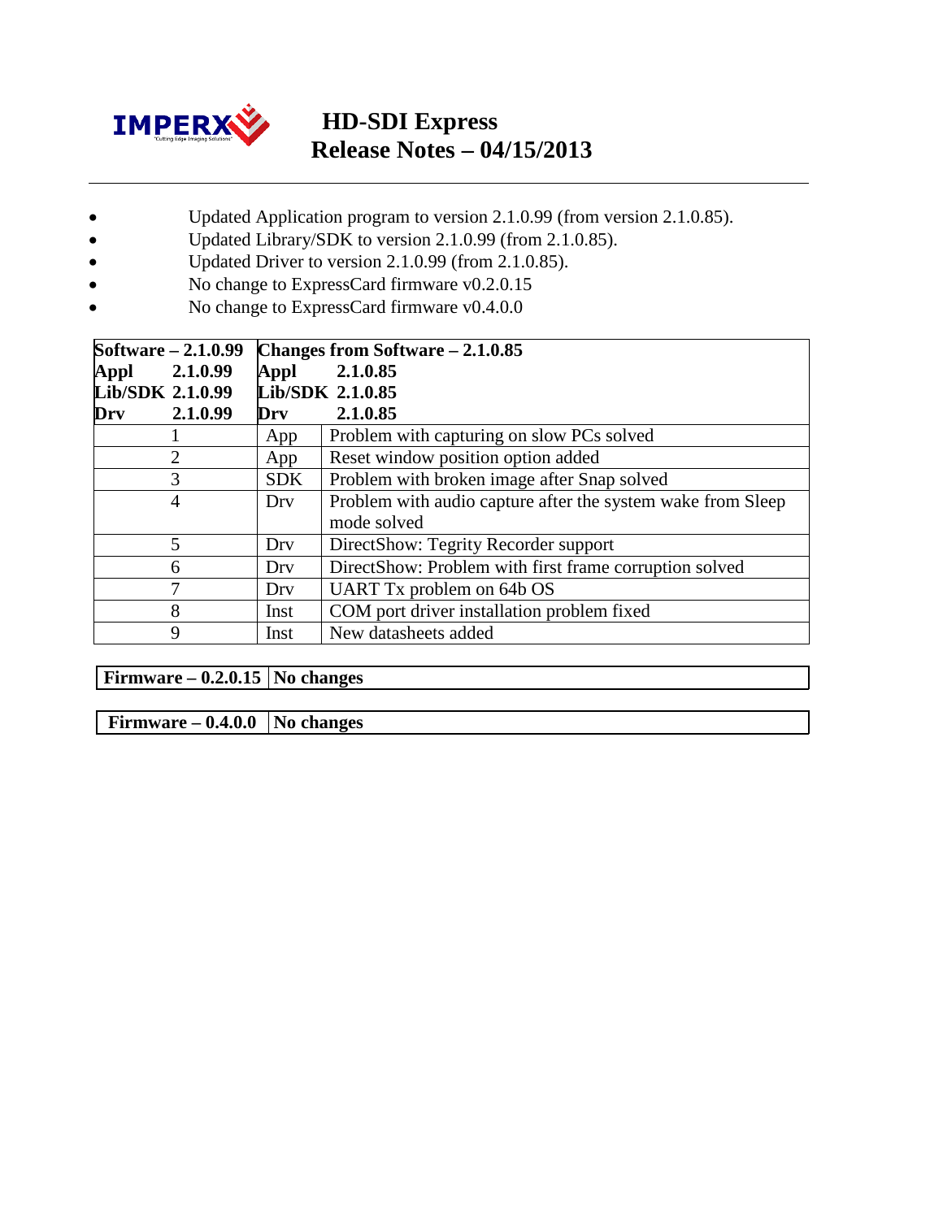# HD-SDI Express
# Release Notes – 04/15/2013

- Updated Application program to version 2.1.0.99 (from version 2.1.0.85).
- Updated Library/SDK to version 2.1.0.99 (from 2.1.0.85).
- Updated Driver to version 2.1.0.99 (from 2.1.0.85).
- No change to ExpressCard firmware v0.2.0.15
- No change to ExpressCard firmware v0.4.0.0

| **Software – 2.1.0.99**<br>**Appl 2.1.0.99**<br>**Lib/SDK 2.1.0.99**<br>**Drv 2.1.0.99** | **Changes from Software – 2.1.0.85**<br>**Appl 2.1.0.85**<br>**Lib/SDK 2.1.0.85**<br>**Drv 2.1.0.85** | |
|---|---|---|
| 1 | App | Problem with capturing on slow PCs solved |
| 2 | App | Reset window position option added |
| 3 | SDK | Problem with broken image after Snap solved |
| 4 | Drv | Problem with audio capture after the system wake from Sleep mode solved |
| 5 | Drv | DirectShow: Tegrity Recorder support |
| 6 | Drv | DirectShow: Problem with first frame corruption solved |
| 7 | Drv | UART Tx problem on 64b OS |
| 8 | Inst | COM port driver installation problem fixed |
| 9 | Inst | New datasheets added |

| **Firmware – 0.2.0.15** | **No changes** |
|---|---|

| **Firmware – 0.4.0.0** | **No changes** |
|---|---|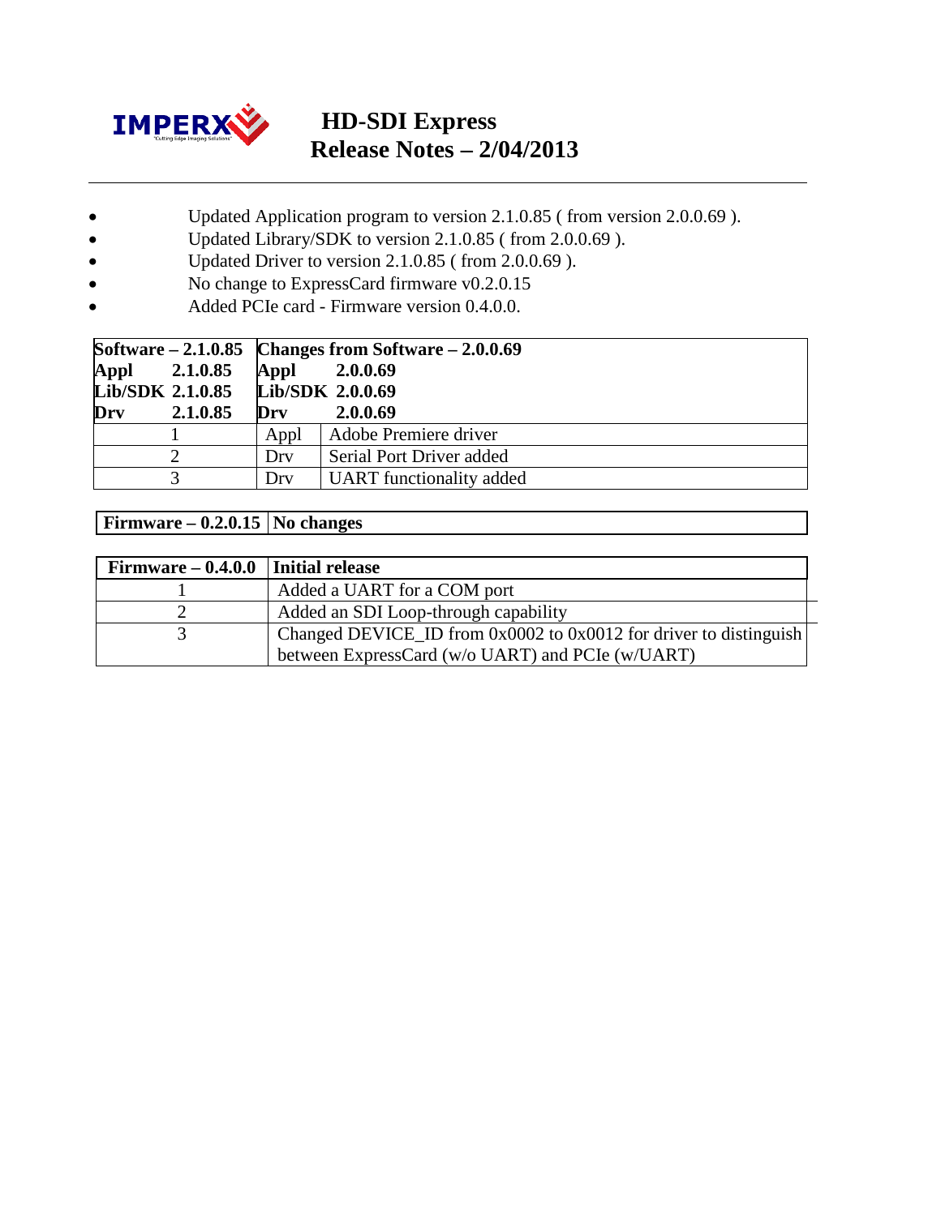# HD-SDI Express
## Release Notes – 2/04/2013

- Updated Application program to version 2.1.0.85 ( from version 2.0.0.69 ).
- Updated Library/SDK to version 2.1.0.85 ( from 2.0.0.69 ).
- Updated Driver to version 2.1.0.85 ( from 2.0.0.69 ).
- No change to ExpressCard firmware v0.2.0.15
- Added PCIe card - Firmware version 0.4.0.0.

| **Software – 2.1.0.85**<br>**Appl 2.1.0.85**<br>**Lib/SDK 2.1.0.85**<br>**Drv 2.1.0.85** | **Changes from Software – 2.0.0.69**<br>**Appl 2.0.0.69**<br>**Lib/SDK 2.0.0.69**<br>**Drv 2.0.0.69** | |
|---|---|---|
| 1 | Appl | Adobe Premiere driver |
| 2 | Drv | Serial Port Driver added |
| 3 | Drv | UART functionality added |

| **Firmware – 0.2.0.15** | **No changes** |
|---|---|

| **Firmware – 0.4.0.0** | **Initial release** |
|---|---|
| 1 | Added a UART for a COM port |
| 2 | Added an SDI Loop-through capability |
| 3 | Changed DEVICE_ID from 0x0002 to 0x0012 for driver to distinguish between ExpressCard (w/o UART) and PCIe (w/UART) |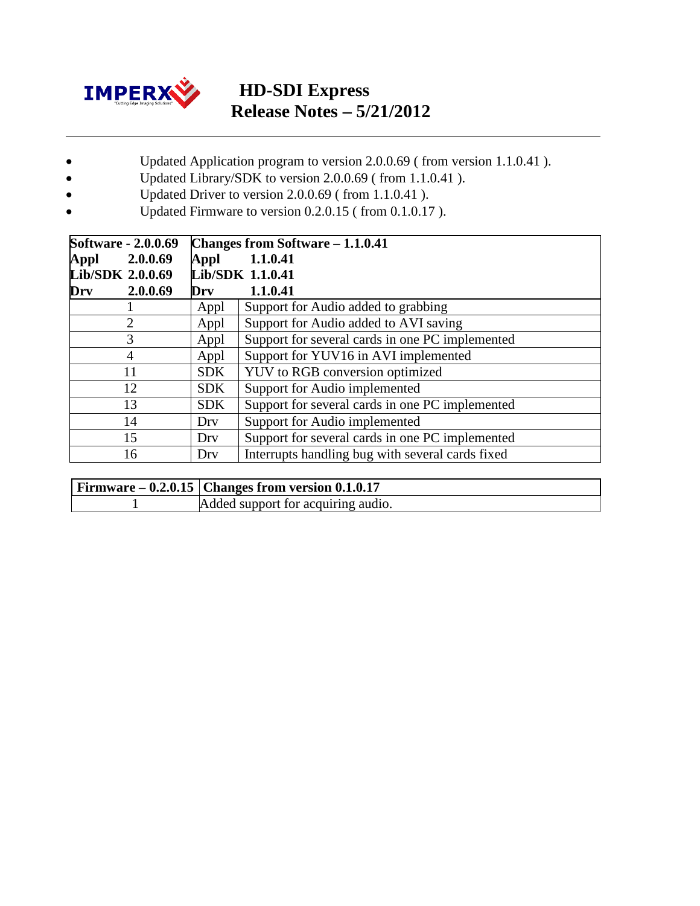# HD-SDI Express
## Release Notes – 5/21/2012

- Updated Application program to version 2.0.0.69 ( from version 1.1.0.41 ).
- Updated Library/SDK to version 2.0.0.69 ( from 1.1.0.41 ).
- Updated Driver to version 2.0.0.69 ( from 1.1.0.41 ).
- Updated Firmware to version 0.2.0.15 ( from 0.1.0.17 ).

| **Software - 2.0.0.69**<br>**Appl 2.0.0.69**<br>**Lib/SDK 2.0.0.69**<br>**Drv 2.0.0.69** | **Changes from Software – 1.1.0.41**<br>**Appl 1.1.0.41**<br>**Lib/SDK 1.1.0.41**<br>**Drv 1.1.0.41** | |
|---|---|---|
| 1 | Appl | Support for Audio added to grabbing |
| 2 | Appl | Support for Audio added to AVI saving |
| 3 | Appl | Support for several cards in one PC implemented |
| 4 | Appl | Support for YUV16 in AVI implemented |
| 11 | SDK | YUV to RGB conversion optimized |
| 12 | SDK | Support for Audio implemented |
| 13 | SDK | Support for several cards in one PC implemented |
| 14 | Drv | Support for Audio implemented |
| 15 | Drv | Support for several cards in one PC implemented |
| 16 | Drv | Interrupts handling bug with several cards fixed |

| **Firmware – 0.2.0.15** | **Changes from version 0.1.0.17** |
|---|---|
| 1 | Added support for acquiring audio. |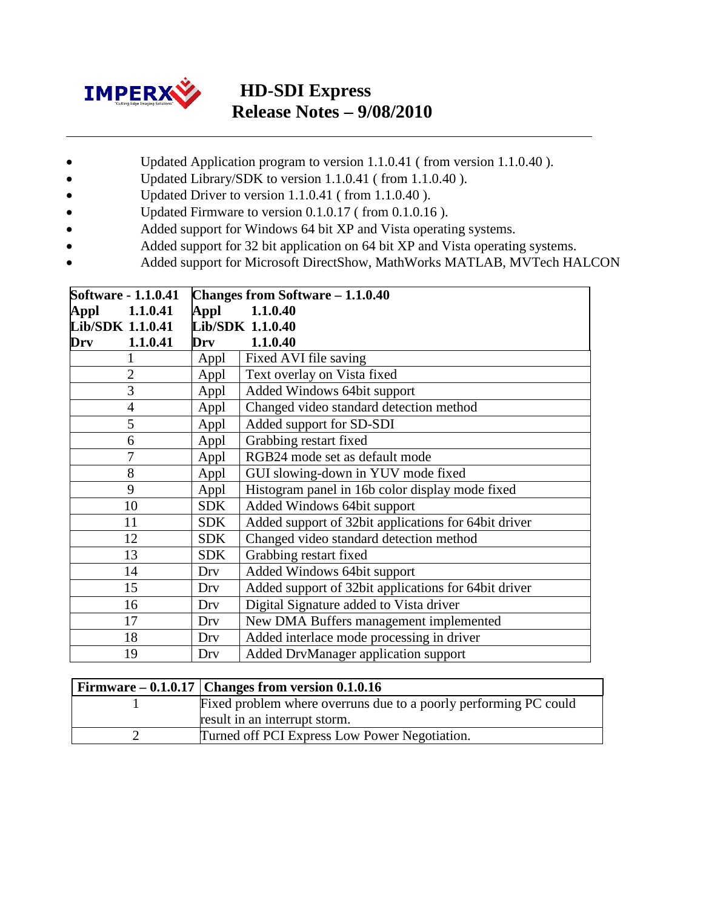# HD-SDI Express
## Release Notes – 9/08/2010

- Updated Application program to version 1.1.0.41 ( from version 1.1.0.40 ).
- Updated Library/SDK to version 1.1.0.41 ( from 1.1.0.40 ).
- Updated Driver to version 1.1.0.41 ( from 1.1.0.40 ).
- Updated Firmware to version 0.1.0.17 ( from 0.1.0.16 ).
- Added support for Windows 64 bit XP and Vista operating systems.
- Added support for 32 bit application on 64 bit XP and Vista operating systems.
- Added support for Microsoft DirectShow, MathWorks MATLAB, MVTech HALCON

| **Software - 1.1.0.41**<br>**Appl 1.1.0.41**<br>**Lib/SDK 1.1.0.41**<br>**Drv 1.1.0.41** | **Changes from Software – 1.1.0.40**<br>**Appl 1.1.0.40**<br>**Lib/SDK 1.1.0.40**<br>**Drv 1.1.0.40** | |
|---|---|---|
| 1 | Appl | Fixed AVI file saving |
| 2 | Appl | Text overlay on Vista fixed |
| 3 | Appl | Added Windows 64bit support |
| 4 | Appl | Changed video standard detection method |
| 5 | Appl | Added support for SD-SDI |
| 6 | Appl | Grabbing restart fixed |
| 7 | Appl | RGB24 mode set as default mode |
| 8 | Appl | GUI slowing-down in YUV mode fixed |
| 9 | Appl | Histogram panel in 16b color display mode fixed |
| 10 | SDK | Added Windows 64bit support |
| 11 | SDK | Added support of 32bit applications for 64bit driver |
| 12 | SDK | Changed video standard detection method |
| 13 | SDK | Grabbing restart fixed |
| 14 | Drv | Added Windows 64bit support |
| 15 | Drv | Added support of 32bit applications for 64bit driver |
| 16 | Drv | Digital Signature added to Vista driver |
| 17 | Drv | New DMA Buffers management implemented |
| 18 | Drv | Added interlace mode processing in driver |
| 19 | Drv | Added DrvManager application support |

| **Firmware – 0.1.0.17** | **Changes from version 0.1.0.16** |
|---|---|
| 1 | Fixed problem where overruns due to a poorly performing PC could result in an interrupt storm. |
| 2 | Turned off PCI Express Low Power Negotiation. |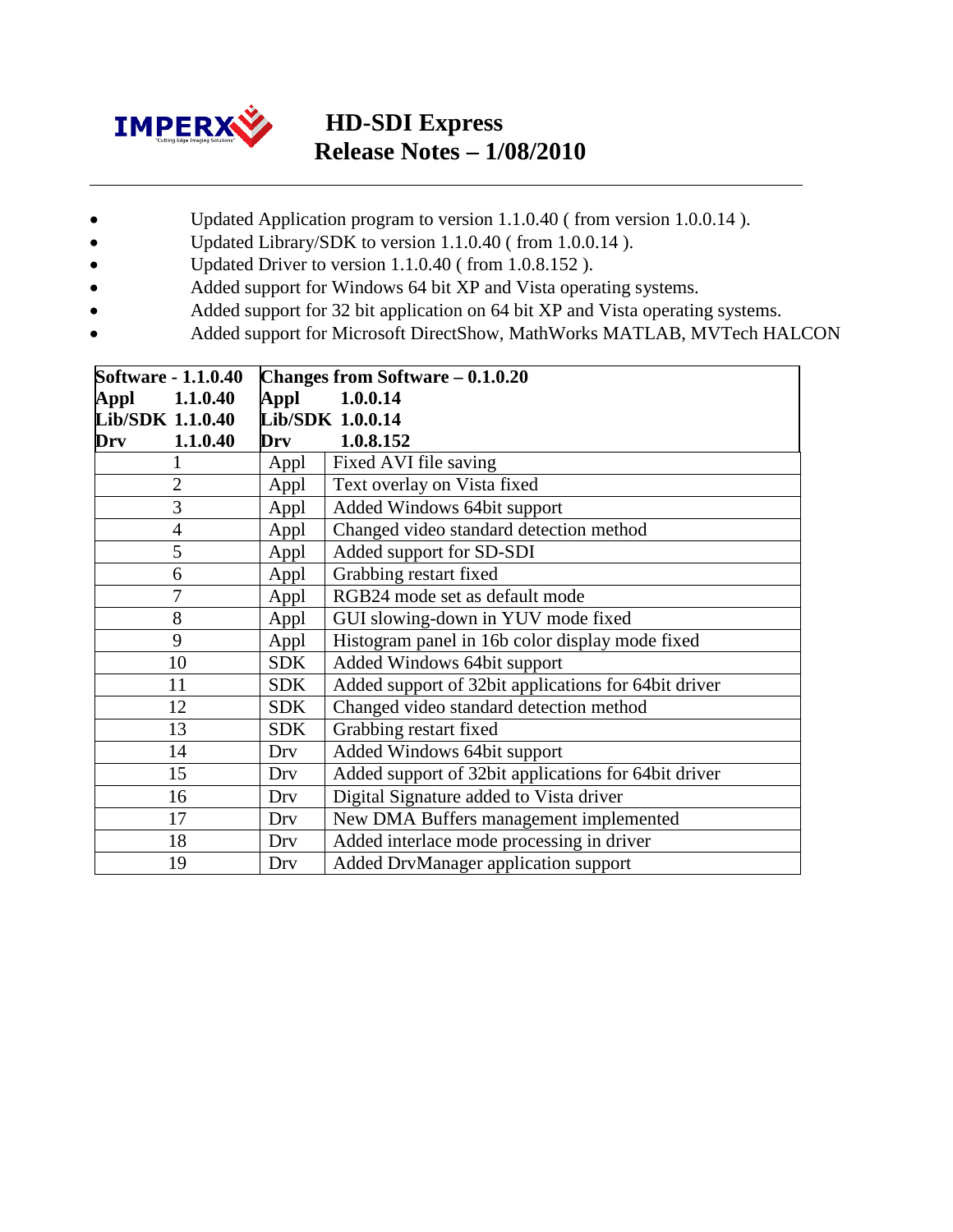# HD-SDI Express Release Notes – 1/08/2010

- Updated Application program to version 1.1.0.40 ( from version 1.0.0.14 ).
- Updated Library/SDK to version 1.1.0.40 ( from 1.0.0.14 ).
- Updated Driver to version 1.1.0.40 ( from 1.0.8.152 ).
- Added support for Windows 64 bit XP and Vista operating systems.
- Added support for 32 bit application on 64 bit XP and Vista operating systems.
- Added support for Microsoft DirectShow, MathWorks MATLAB, MVTech HALCON

| **Software - 1.1.0.40**<br>**Appl 1.1.0.40**<br>**Lib/SDK 1.1.0.40**<br>**Drv 1.1.0.40** | **Changes from Software – 0.1.0.20**<br>**Appl 1.0.0.14**<br>**Lib/SDK 1.0.0.14**<br>**Drv 1.0.8.152** | |
|---|---|---|
| 1 | Appl | Fixed AVI file saving |
| 2 | Appl | Text overlay on Vista fixed |
| 3 | Appl | Added Windows 64bit support |
| 4 | Appl | Changed video standard detection method |
| 5 | Appl | Added support for SD-SDI |
| 6 | Appl | Grabbing restart fixed |
| 7 | Appl | RGB24 mode set as default mode |
| 8 | Appl | GUI slowing-down in YUV mode fixed |
| 9 | Appl | Histogram panel in 16b color display mode fixed |
| 10 | SDK | Added Windows 64bit support |
| 11 | SDK | Added support of 32bit applications for 64bit driver |
| 12 | SDK | Changed video standard detection method |
| 13 | SDK | Grabbing restart fixed |
| 14 | Drv | Added Windows 64bit support |
| 15 | Drv | Added support of 32bit applications for 64bit driver |
| 16 | Drv | Digital Signature added to Vista driver |
| 17 | Drv | New DMA Buffers management implemented |
| 18 | Drv | Added interlace mode processing in driver |
| 19 | Drv | Added DrvManager application support |